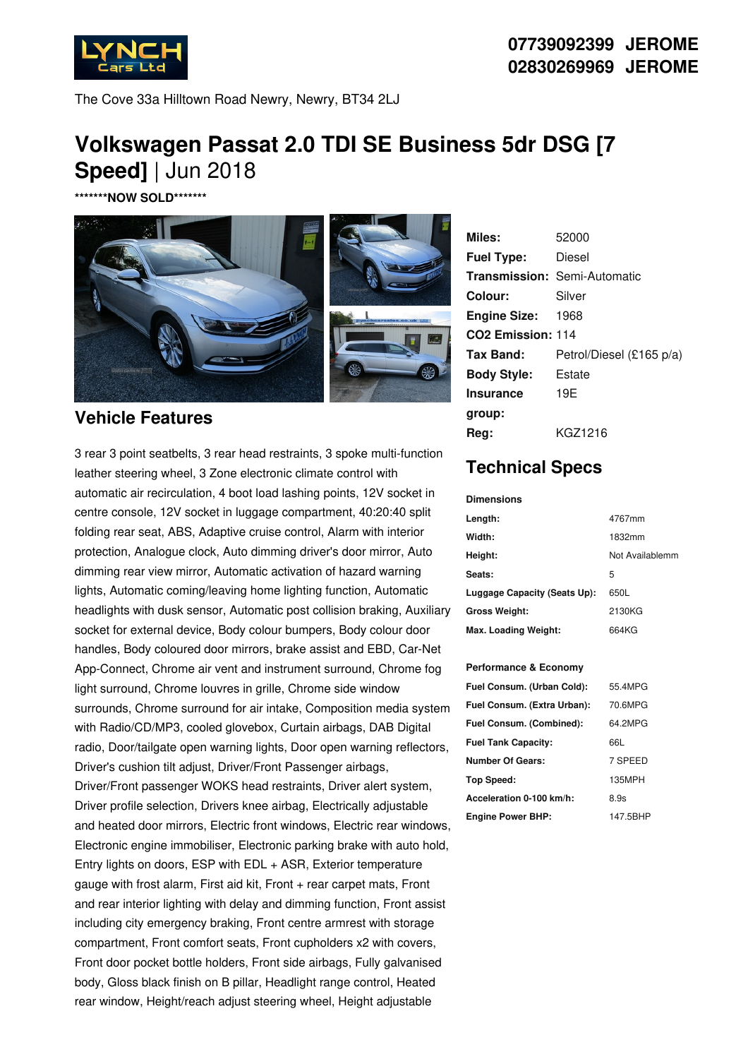07739092399 JEROME
02830269969 JEROME

The Cove 33a Hilltown Road Newry, Newry, BT34 2LJ

# Volkswagen Passat 2.0 TDI SE Business 5dr DSG [7 Speed] | Jun 2018

**\*\*\*\*\*\*\*NOW SOLD\*\*\*\*\*\*\***

| | |
|---|---|
| **Miles:** | 52000 |
| **Fuel Type:** | Diesel |
| **Transmission:** | Semi-Automatic |
| **Colour:** | Silver |
| **Engine Size:** | 1968 |
| **CO2 Emission:** | 114 |
| **Tax Band:** | Petrol/Diesel (£165 p/a) |
| **Body Style:** | Estate |
| **Insurance group:** | 19E |
| **Reg:** | KGZ1216 |

## Vehicle Features

3 rear 3 point seatbelts, 3 rear head restraints, 3 spoke multi-function leather steering wheel, 3 Zone electronic climate control with automatic air recirculation, 4 boot load lashing points, 12V socket in centre console, 12V socket in luggage compartment, 40:20:40 split folding rear seat, ABS, Adaptive cruise control, Alarm with interior protection, Analogue clock, Auto dimming driver's door mirror, Auto dimming rear view mirror, Automatic activation of hazard warning lights, Automatic coming/leaving home lighting function, Automatic headlights with dusk sensor, Automatic post collision braking, Auxiliary socket for external device, Body colour bumpers, Body colour door handles, Body coloured door mirrors, brake assist and EBD, Car-Net App-Connect, Chrome air vent and instrument surround, Chrome fog light surround, Chrome louvres in grille, Chrome side window surrounds, Chrome surround for air intake, Composition media system with Radio/CD/MP3, cooled glovebox, Curtain airbags, DAB Digital radio, Door/tailgate open warning lights, Door open warning reflectors, Driver's cushion tilt adjust, Driver/Front Passenger airbags, Driver/Front passenger WOKS head restraints, Driver alert system, Driver profile selection, Drivers knee airbag, Electrically adjustable and heated door mirrors, Electric front windows, Electric rear windows, Electronic engine immobiliser, Electronic parking brake with auto hold, Entry lights on doors, ESP with EDL + ASR, Exterior temperature gauge with frost alarm, First aid kit, Front + rear carpet mats, Front and rear interior lighting with delay and dimming function, Front assist including city emergency braking, Front centre armrest with storage compartment, Front comfort seats, Front cupholders x2 with covers, Front door pocket bottle holders, Front side airbags, Fully galvanised body, Gloss black finish on B pillar, Headlight range control, Heated rear window, Height/reach adjust steering wheel, Height adjustable

## Technical Specs

**Dimensions**

| | |
|---|---|
| **Length:** | 4767mm |
| **Width:** | 1832mm |
| **Height:** | Not Availablemm |
| **Seats:** | 5 |
| **Luggage Capacity (Seats Up):** | 650L |
| **Gross Weight:** | 2130KG |
| **Max. Loading Weight:** | 664KG |

**Performance & Economy**

| | |
|---|---|
| **Fuel Consum. (Urban Cold):** | 55.4MPG |
| **Fuel Consum. (Extra Urban):** | 70.6MPG |
| **Fuel Consum. (Combined):** | 64.2MPG |
| **Fuel Tank Capacity:** | 66L |
| **Number Of Gears:** | 7 SPEED |
| **Top Speed:** | 135MPH |
| **Acceleration 0-100 km/h:** | 8.9s |
| **Engine Power BHP:** | 147.5BHP |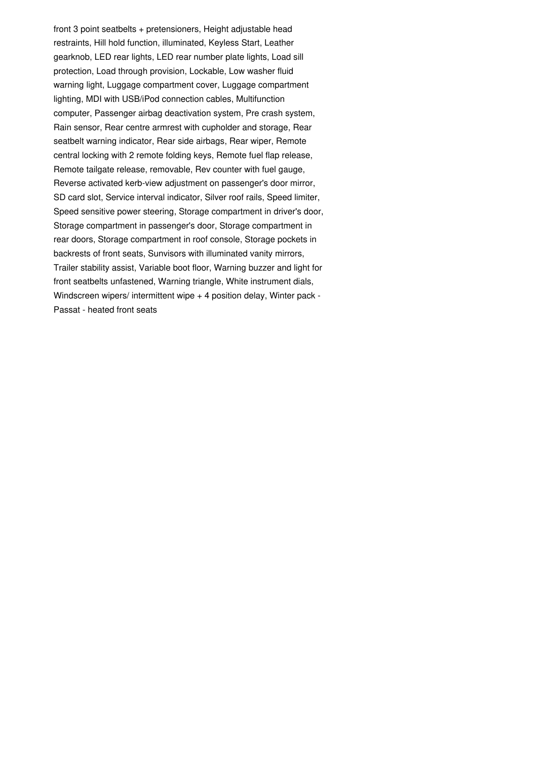front 3 point seatbelts + pretensioners, Height adjustable head restraints, Hill hold function, illuminated, Keyless Start, Leather gearknob, LED rear lights, LED rear number plate lights, Load sill protection, Load through provision, Lockable, Low washer fluid warning light, Luggage compartment cover, Luggage compartment lighting, MDI with USB/iPod connection cables, Multifunction computer, Passenger airbag deactivation system, Pre crash system, Rain sensor, Rear centre armrest with cupholder and storage, Rear seatbelt warning indicator, Rear side airbags, Rear wiper, Remote central locking with 2 remote folding keys, Remote fuel flap release, Remote tailgate release, removable, Rev counter with fuel gauge, Reverse activated kerb-view adjustment on passenger's door mirror, SD card slot, Service interval indicator, Silver roof rails, Speed limiter, Speed sensitive power steering, Storage compartment in driver's door, Storage compartment in passenger's door, Storage compartment in rear doors, Storage compartment in roof console, Storage pockets in backrests of front seats, Sunvisors with illuminated vanity mirrors, Trailer stability assist, Variable boot floor, Warning buzzer and light for front seatbelts unfastened, Warning triangle, White instrument dials, Windscreen wipers/ intermittent wipe + 4 position delay, Winter pack - Passat - heated front seats